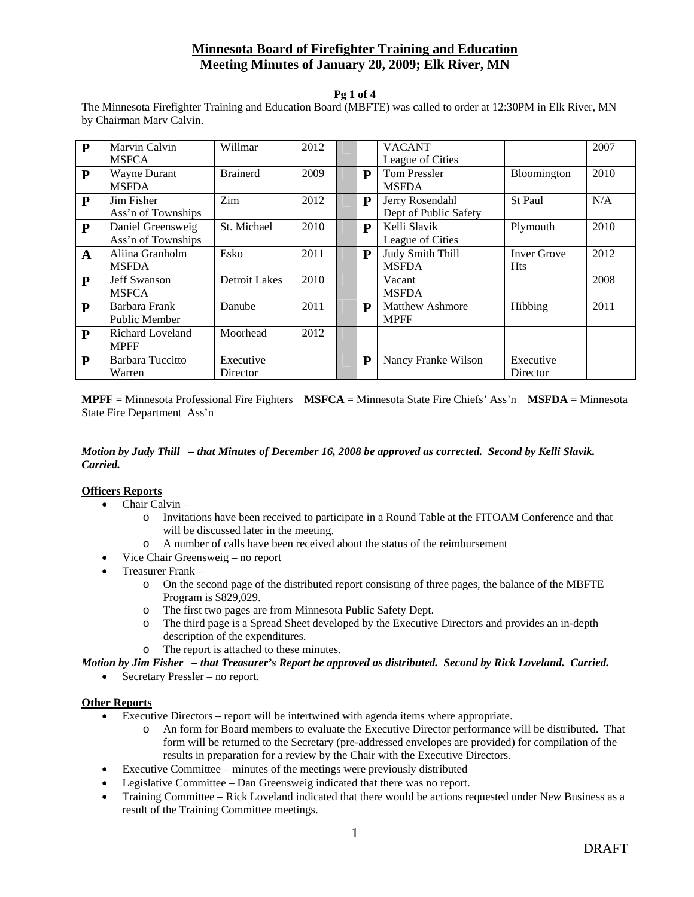# Minnesota Board of Firefighter Training and Education

## Meeting Minutes of January 20, 2009; Elk River, MN

**Pg 1 of 4**

The Minnesota Firefighter Training and Education Board (MBFTE) was called to order at 12:30PM in Elk River, MN by Chairman Marv Calvin.

| | | | | | | | | |
|---|---|---|---|---|---|---|---|---|
| **P** | Marvin Calvin MSFCA | Willmar | 2012 | | | VACANT League of Cities | | 2007 |
| **P** | Wayne Durant MSFDA | Brainerd | 2009 | | **P** | Tom Pressler MSFDA | Bloomington | 2010 |
| **P** | Jim Fisher Ass'n of Townships | Zim | 2012 | | **P** | Jerry Rosendahl Dept of Public Safety | St Paul | N/A |
| **P** | Daniel Greensweig Ass'n of Townships | St. Michael | 2010 | | **P** | Kelli Slavik League of Cities | Plymouth | 2010 |
| **A** | Aliina Granholm MSFDA | Esko | 2011 | | **P** | Judy Smith Thill MSFDA | Inver Grove Hts | 2012 |
| **P** | Jeff Swanson MSFCA | Detroit Lakes | 2010 | | | Vacant MSFDA | | 2008 |
| **P** | Barbara Frank Public Member | Danube | 2011 | | **P** | Matthew Ashmore MPFF | Hibbing | 2011 |
| **P** | Richard Loveland MPFF | Moorhead | 2012 | | | | | |
| **P** | Barbara Tuccitto Warren | Executive Director | | | **P** | Nancy Franke Wilson | Executive Director | |

**MPFF** = Minnesota Professional Fire Fighters **MSFCA** = Minnesota State Fire Chiefs' Ass'n **MSFDA** = Minnesota State Fire Department Ass'n

***Motion by Judy Thill – that Minutes of December 16, 2008 be approved as corrected. Second by Kelli Slavik. Carried.***

### Officers Reports

- Chair Calvin –
  - Invitations have been received to participate in a Round Table at the FITOAM Conference and that will be discussed later in the meeting.
  - A number of calls have been received about the status of the reimbursement
- Vice Chair Greensweig – no report
- Treasurer Frank –
  - On the second page of the distributed report consisting of three pages, the balance of the MBFTE Program is $829,029.
  - The first two pages are from Minnesota Public Safety Dept.
  - The third page is a Spread Sheet developed by the Executive Directors and provides an in-depth description of the expenditures.
  - The report is attached to these minutes.

***Motion by Jim Fisher – that Treasurer's Report be approved as distributed. Second by Rick Loveland. Carried.***

- Secretary Pressler – no report.

### Other Reports

- Executive Directors – report will be intertwined with agenda items where appropriate.
  - An form for Board members to evaluate the Executive Director performance will be distributed. That form will be returned to the Secretary (pre-addressed envelopes are provided) for compilation of the results in preparation for a review by the Chair with the Executive Directors.
- Executive Committee – minutes of the meetings were previously distributed
- Legislative Committee – Dan Greensweig indicated that there was no report.
- Training Committee – Rick Loveland indicated that there would be actions requested under New Business as a result of the Training Committee meetings.

DRAFT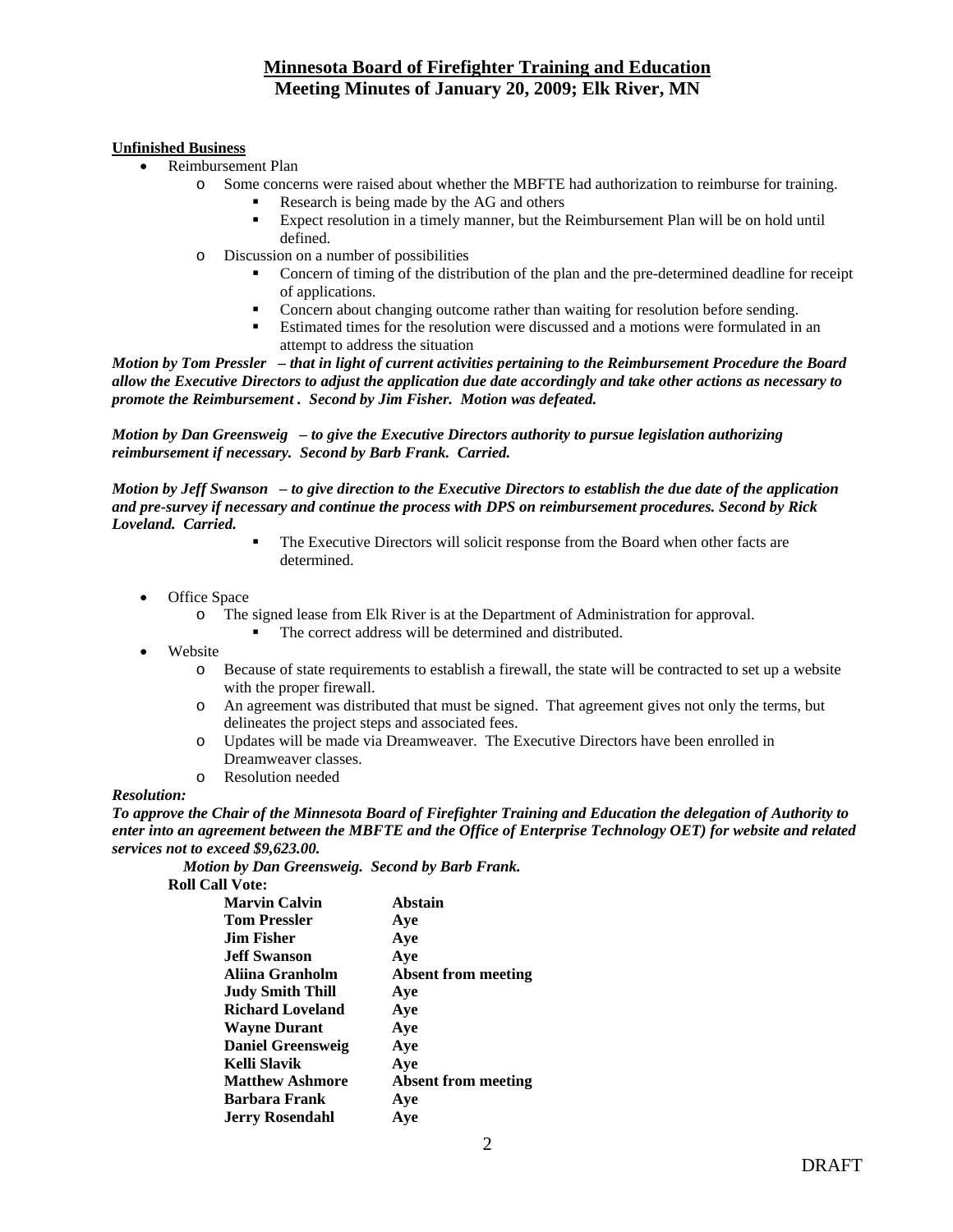# Minnesota Board of Firefighter Training and Education

## Meeting Minutes of January 20, 2009; Elk River, MN

**Unfinished Business**

- Reimbursement Plan
  - Some concerns were raised about whether the MBFTE had authorization to reimburse for training.
    - Research is being made by the AG and others
    - Expect resolution in a timely manner, but the Reimbursement Plan will be on hold until defined.
  - Discussion on a number of possibilities
    - Concern of timing of the distribution of the plan and the pre-determined deadline for receipt of applications.
    - Concern about changing outcome rather than waiting for resolution before sending.
    - Estimated times for the resolution were discussed and a motions were formulated in an attempt to address the situation

***Motion by Tom Pressler – that in light of current activities pertaining to the Reimbursement Procedure the Board allow the Executive Directors to adjust the application due date accordingly and take other actions as necessary to promote the Reimbursement . Second by Jim Fisher. Motion was defeated.***

***Motion by Dan Greensweig – to give the Executive Directors authority to pursue legislation authorizing reimbursement if necessary. Second by Barb Frank. Carried.***

***Motion by Jeff Swanson – to give direction to the Executive Directors to establish the due date of the application and pre-survey if necessary and continue the process with DPS on reimbursement procedures. Second by Rick Loveland. Carried.***

- The Executive Directors will solicit response from the Board when other facts are determined.

- Office Space
  - The signed lease from Elk River is at the Department of Administration for approval.
    - The correct address will be determined and distributed.
- Website
  - Because of state requirements to establish a firewall, the state will be contracted to set up a website with the proper firewall.
  - An agreement was distributed that must be signed. That agreement gives not only the terms, but delineates the project steps and associated fees.
  - Updates will be made via Dreamweaver. The Executive Directors have been enrolled in Dreamweaver classes.
  - Resolution needed

***Resolution:***

***To approve the Chair of the Minnesota Board of Firefighter Training and Education the delegation of Authority to enter into an agreement between the MBFTE and the Office of Enterprise Technology OET) for website and related services not to exceed $9,623.00.***

***Motion by Dan Greensweig. Second by Barb Frank.***

**Roll Call Vote:**

| | |
|---|---|
| **Marvin Calvin** | **Abstain** |
| **Tom Pressler** | **Aye** |
| **Jim Fisher** | **Aye** |
| **Jeff Swanson** | **Aye** |
| **Aliina Granholm** | **Absent from meeting** |
| **Judy Smith Thill** | **Aye** |
| **Richard Loveland** | **Aye** |
| **Wayne Durant** | **Aye** |
| **Daniel Greensweig** | **Aye** |
| **Kelli Slavik** | **Aye** |
| **Matthew Ashmore** | **Absent from meeting** |
| **Barbara Frank** | **Aye** |
| **Jerry Rosendahl** | **Aye** |

DRAFT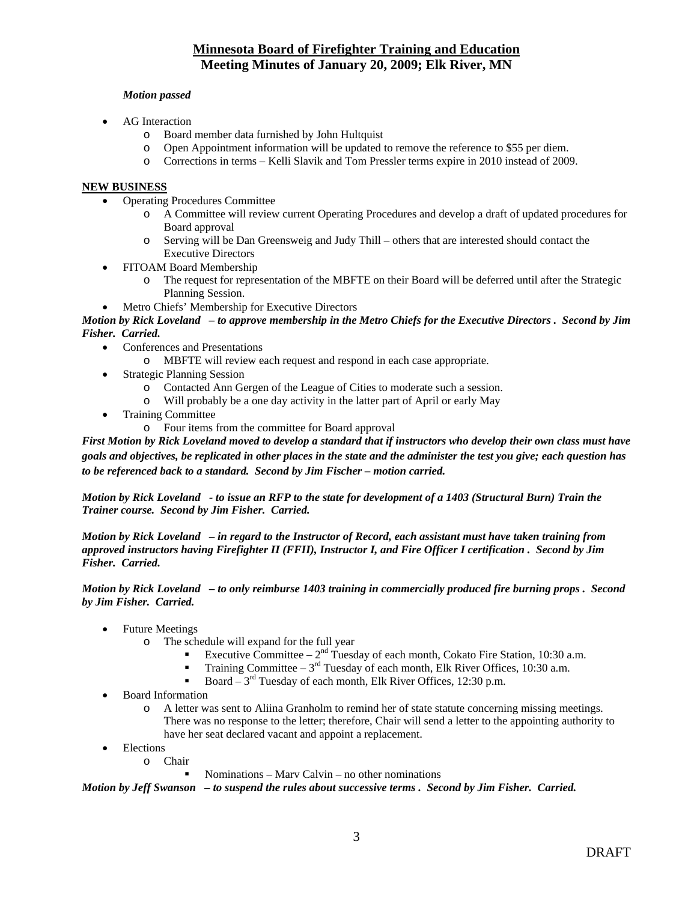# Minnesota Board of Firefighter Training and Education
## Meeting Minutes of January 20, 2009; Elk River, MN

***Motion passed***

- AG Interaction
  - Board member data furnished by John Hultquist
  - Open Appointment information will be updated to remove the reference to $55 per diem.
  - Corrections in terms – Kelli Slavik and Tom Pressler terms expire in 2010 instead of 2009.

**NEW BUSINESS**

- Operating Procedures Committee
  - A Committee will review current Operating Procedures and develop a draft of updated procedures for Board approval
  - Serving will be Dan Greensweig and Judy Thill – others that are interested should contact the Executive Directors
- FITOAM Board Membership
  - The request for representation of the MBFTE on their Board will be deferred until after the Strategic Planning Session.
- Metro Chiefs' Membership for Executive Directors

***Motion by Rick Loveland – to approve membership in the Metro Chiefs for the Executive Directors . Second by Jim Fisher. Carried.***

- Conferences and Presentations
  - MBFTE will review each request and respond in each case appropriate.
- Strategic Planning Session
  - Contacted Ann Gergen of the League of Cities to moderate such a session.
  - Will probably be a one day activity in the latter part of April or early May
- Training Committee
  - Four items from the committee for Board approval

***First Motion by Rick Loveland moved to develop a standard that if instructors who develop their own class must have goals and objectives, be replicated in other places in the state and the administer the test you give; each question has to be referenced back to a standard. Second by Jim Fischer – motion carried.***

***Motion by Rick Loveland - to issue an RFP to the state for development of a 1403 (Structural Burn) Train the Trainer course. Second by Jim Fisher. Carried.***

***Motion by Rick Loveland – in regard to the Instructor of Record, each assistant must have taken training from approved instructors having Firefighter II (FFII), Instructor I, and Fire Officer I certification . Second by Jim Fisher. Carried.***

***Motion by Rick Loveland – to only reimburse 1403 training in commercially produced fire burning props . Second by Jim Fisher. Carried.***

- Future Meetings
  - The schedule will expand for the full year
    - Executive Committee – 2nd Tuesday of each month, Cokato Fire Station, 10:30 a.m.
    - Training Committee – 3rd Tuesday of each month, Elk River Offices, 10:30 a.m.
    - Board – 3rd Tuesday of each month, Elk River Offices, 12:30 p.m.
- Board Information
  - A letter was sent to Aliina Granholm to remind her of state statute concerning missing meetings. There was no response to the letter; therefore, Chair will send a letter to the appointing authority to have her seat declared vacant and appoint a replacement.
- Elections
  - Chair
    - Nominations – Marv Calvin – no other nominations

***Motion by Jeff Swanson – to suspend the rules about successive terms . Second by Jim Fisher. Carried.***

DRAFT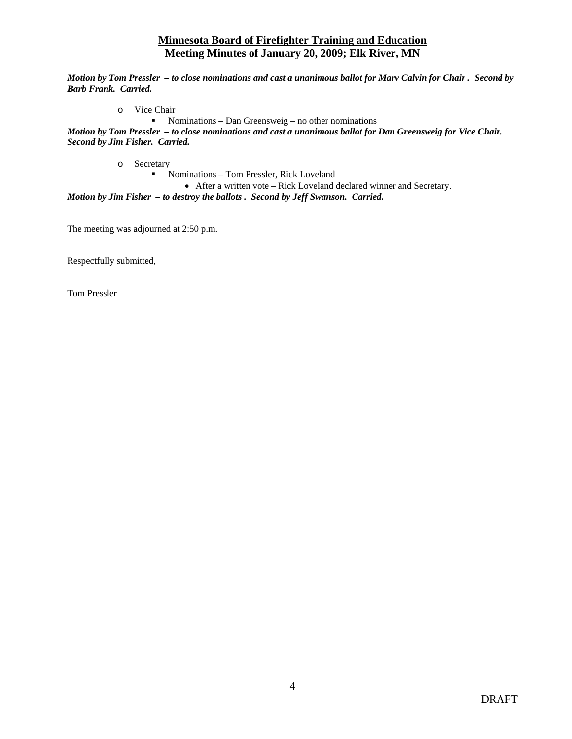**Minnesota Board of Firefighter Training and Education**
**Meeting Minutes of January 20, 2009; Elk River, MN**

***Motion by Tom Pressler – to close nominations and cast a unanimous ballot for Marv Calvin for Chair . Second by Barb Frank. Carried.***

- Vice Chair
    - Nominations – Dan Greensweig – no other nominations

***Motion by Tom Pressler – to close nominations and cast a unanimous ballot for Dan Greensweig for Vice Chair. Second by Jim Fisher. Carried.***

- Secretary
    - Nominations – Tom Pressler, Rick Loveland
        - After a written vote – Rick Loveland declared winner and Secretary.

***Motion by Jim Fisher – to destroy the ballots . Second by Jeff Swanson. Carried.***

The meeting was adjourned at 2:50 p.m.

Respectfully submitted,

Tom Pressler

DRAFT